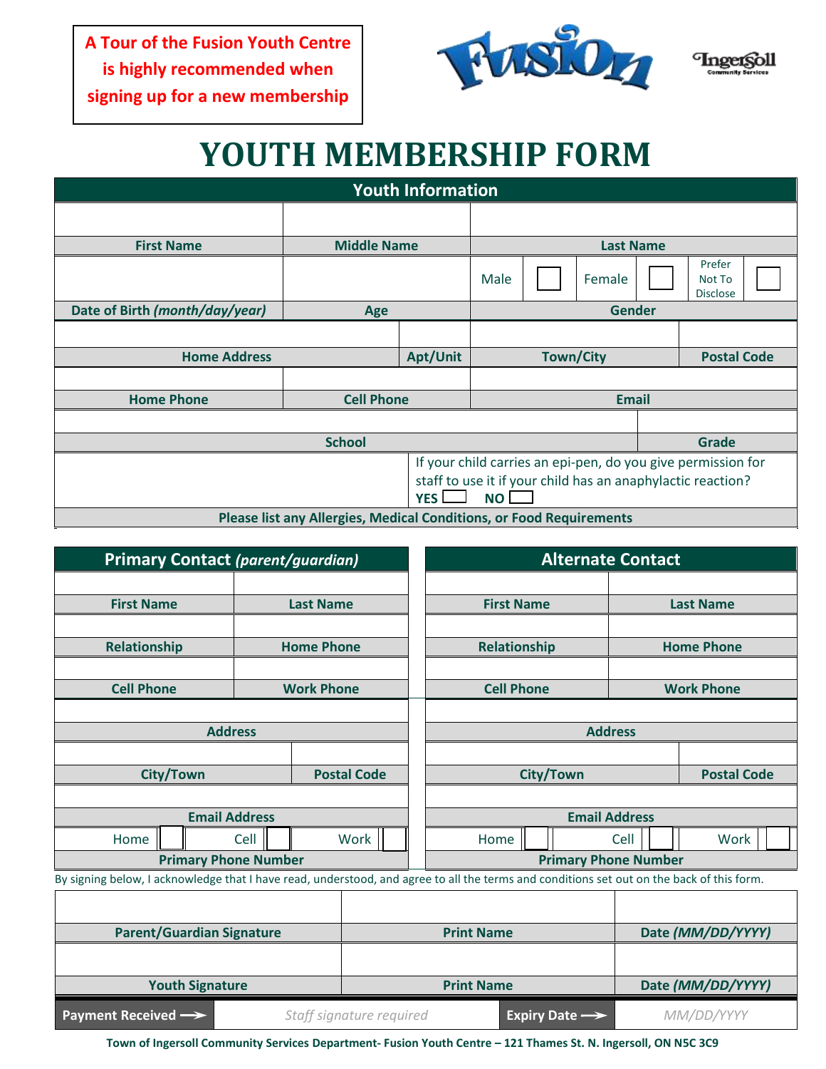**A Tour of the Fusion Youth Centre is highly recommended when signing up for a new membership**

Fusion

Ingersoll Community Services

# YOUTH MEMBERSHIP FORM

## Youth Information

| | | | | | | |
|---|---|---|---|---|---|---|
| First Name | Middle Name | Last Name | | | | |
| | | Male ☐ | Female ☐ | Prefer Not To Disclose ☐ | | |
| Date of Birth *(month/day/year)* | Age | Gender | | | | |

| | | | |
|---|---|---|---|
| Home Address | Apt/Unit | Town/City | Postal Code |

| | | |
|---|---|---|
| Home Phone | Cell Phone | Email |

| | |
|---|---|
| School | Grade |

| | |
|---|---|
| | If your child carries an epi-pen, do you give permission for staff to use it if your child has an anaphylactic reaction? YES ☐ NO ☐ |
| Please list any Allergies, Medical Conditions, or Food Requirements | |

## Primary Contact *(parent/guardian)*

| | | | | | |
|---|---|---|---|---|---|
| First Name | | | Last Name | | |
| Relationship | | | Home Phone | | |
| Cell Phone | | | Work Phone | | |
| Address | | | | | |
| City/Town | | | Postal Code | | |
| Email Address | | | | | |
| Home ☐ | | Cell ☐ | | Work ☐ | |
| Primary Phone Number | | | | | |

## Alternate Contact

| | | | | | |
|---|---|---|---|---|---|
| First Name | | | Last Name | | |
| Relationship | | | Home Phone | | |
| Cell Phone | | | Work Phone | | |
| Address | | | | | |
| City/Town | | | Postal Code | | |
| Email Address | | | | | |
| Home ☐ | | Cell ☐ | | Work ☐ | |
| Primary Phone Number | | | | | |

By signing below, I acknowledge that I have read, understood, and agree to all the terms and conditions set out on the back of this form.

| | | |
|---|---|---|
| Parent/Guardian Signature | Print Name | Date *(MM/DD/YYYY)* |
| | | |
| Youth Signature | Print Name | Date *(MM/DD/YYYY)* |

| Payment Received → | *Staff signature required* | Expiry Date → | *MM/DD/YYYY* |
|---|---|---|---|

**Town of Ingersoll Community Services Department- Fusion Youth Centre – 121 Thames St. N. Ingersoll, ON N5C 3C9**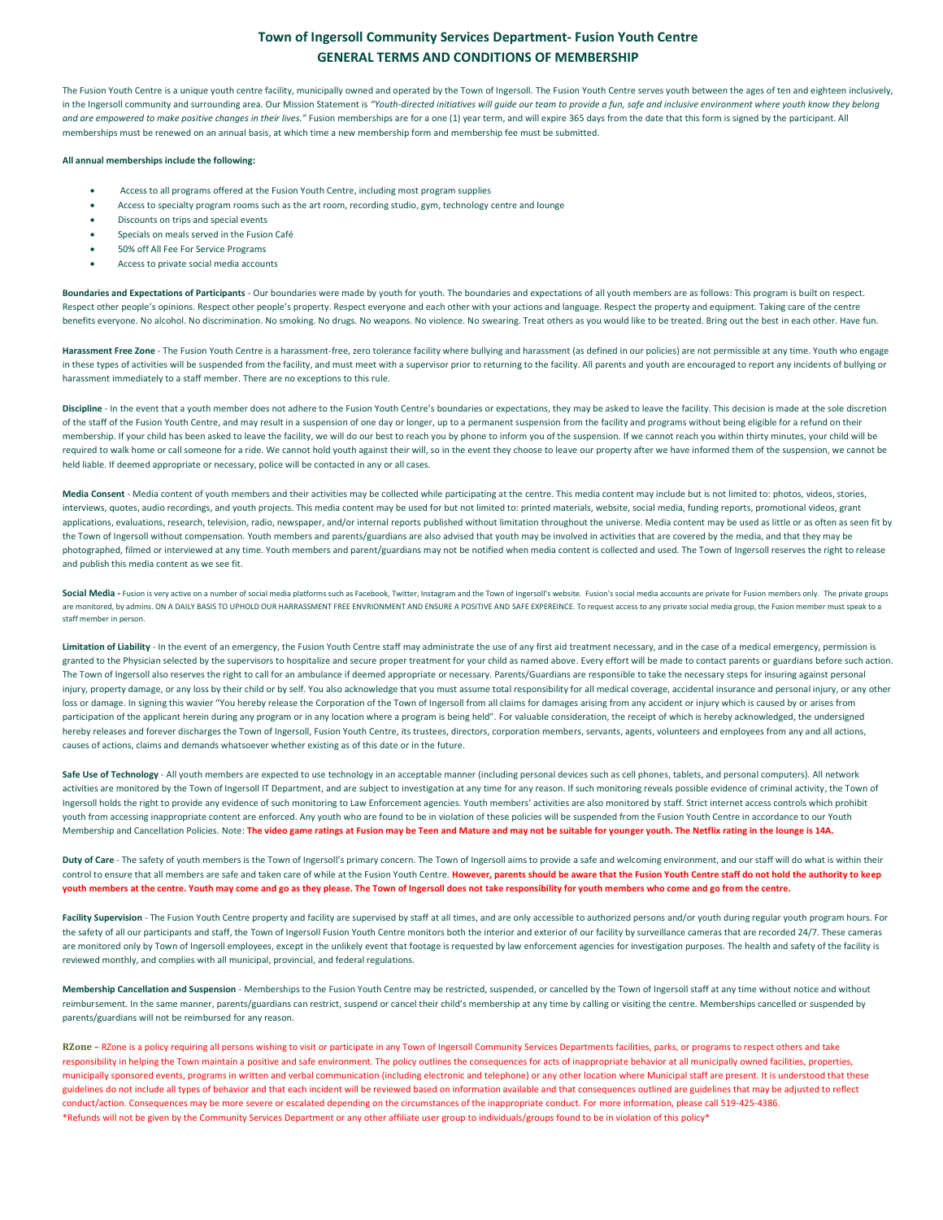# Town of Ingersoll Community Services Department- Fusion Youth Centre
## GENERAL TERMS AND CONDITIONS OF MEMBERSHIP

The Fusion Youth Centre is a unique youth centre facility, municipally owned and operated by the Town of Ingersoll. The Fusion Youth Centre serves youth between the ages of ten and eighteen inclusively, in the Ingersoll community and surrounding area. Our Mission Statement is *"Youth-directed initiatives will guide our team to provide a fun, safe and inclusive environment where youth know they belong and are empowered to make positive changes in their lives."* Fusion memberships are for a one (1) year term, and will expire 365 days from the date that this form is signed by the participant. All memberships must be renewed on an annual basis, at which time a new membership form and membership fee must be submitted.

**All annual memberships include the following:**

- Access to all programs offered at the Fusion Youth Centre, including most program supplies
- Access to specialty program rooms such as the art room, recording studio, gym, technology centre and lounge
- Discounts on trips and special events
- Specials on meals served in the Fusion Café
- 50% off All Fee For Service Programs
- Access to private social media accounts

**Boundaries and Expectations of Participants** - Our boundaries were made by youth for youth. The boundaries and expectations of all youth members are as follows: This program is built on respect. Respect other people's opinions. Respect other people's property. Respect everyone and each other with your actions and language. Respect the property and equipment. Taking care of the centre benefits everyone. No alcohol. No discrimination. No smoking. No drugs. No weapons. No violence. No swearing. Treat others as you would like to be treated. Bring out the best in each other. Have fun.

**Harassment Free Zone** - The Fusion Youth Centre is a harassment-free, zero tolerance facility where bullying and harassment (as defined in our policies) are not permissible at any time. Youth who engage in these types of activities will be suspended from the facility, and must meet with a supervisor prior to returning to the facility. All parents and youth are encouraged to report any incidents of bullying or harassment immediately to a staff member. There are no exceptions to this rule.

**Discipline** - In the event that a youth member does not adhere to the Fusion Youth Centre's boundaries or expectations, they may be asked to leave the facility. This decision is made at the sole discretion of the staff of the Fusion Youth Centre, and may result in a suspension of one day or longer, up to a permanent suspension from the facility and programs without being eligible for a refund on their membership. If your child has been asked to leave the facility, we will do our best to reach you by phone to inform you of the suspension. If we cannot reach you within thirty minutes, your child will be required to walk home or call someone for a ride. We cannot hold youth against their will, so in the event they choose to leave our property after we have informed them of the suspension, we cannot be held liable. If deemed appropriate or necessary, police will be contacted in any or all cases.

**Media Consent** - Media content of youth members and their activities may be collected while participating at the centre. This media content may include but is not limited to: photos, videos, stories, interviews, quotes, audio recordings, and youth projects. This media content may be used for but not limited to: printed materials, website, social media, funding reports, promotional videos, grant applications, evaluations, research, television, radio, newspaper, and/or internal reports published without limitation throughout the universe. Media content may be used as little or as often as seen fit by the Town of Ingersoll without compensation. Youth members and parents/guardians are also advised that youth may be involved in activities that are covered by the media, and that they may be photographed, filmed or interviewed at any time. Youth members and parent/guardians may not be notified when media content is collected and used. The Town of Ingersoll reserves the right to release and publish this media content as we see fit.

**Social Media -** Fusion is very active on a number of social media platforms such as Facebook, Twitter, Instagram and the Town of Ingersoll's website. Fusion's social media accounts are private for Fusion members only. The private groups are monitored, by admins. ON A DAILY BASIS TO UPHOLD OUR HARRASSMENT FREE ENVRIONMENT AND ENSURE A POSITIVE AND SAFE EXPEREINCE. To request access to any private social media group, the Fusion member must speak to a staff member in person.

**Limitation of Liability** - In the event of an emergency, the Fusion Youth Centre staff may administrate the use of any first aid treatment necessary, and in the case of a medical emergency, permission is granted to the Physician selected by the supervisors to hospitalize and secure proper treatment for your child as named above. Every effort will be made to contact parents or guardians before such action. The Town of Ingersoll also reserves the right to call for an ambulance if deemed appropriate or necessary. Parents/Guardians are responsible to take the necessary steps for insuring against personal injury, property damage, or any loss by their child or by self. You also acknowledge that you must assume total responsibility for all medical coverage, accidental insurance and personal injury, or any other loss or damage. In signing this wavier "You hereby release the Corporation of the Town of Ingersoll from all claims for damages arising from any accident or injury which is caused by or arises from participation of the applicant herein during any program or in any location where a program is being held". For valuable consideration, the receipt of which is hereby acknowledged, the undersigned hereby releases and forever discharges the Town of Ingersoll, Fusion Youth Centre, its trustees, directors, corporation members, servants, agents, volunteers and employees from any and all actions, causes of actions, claims and demands whatsoever whether existing as of this date or in the future.

**Safe Use of Technology** - All youth members are expected to use technology in an acceptable manner (including personal devices such as cell phones, tablets, and personal computers). All network activities are monitored by the Town of Ingersoll IT Department, and are subject to investigation at any time for any reason. If such monitoring reveals possible evidence of criminal activity, the Town of Ingersoll holds the right to provide any evidence of such monitoring to Law Enforcement agencies. Youth members' activities are also monitored by staff. Strict internet access controls which prohibit youth from accessing inappropriate content are enforced. Any youth who are found to be in violation of these policies will be suspended from the Fusion Youth Centre in accordance to our Youth Membership and Cancellation Policies. Note: **The video game ratings at Fusion may be Teen and Mature and may not be suitable for younger youth. The Netflix rating in the lounge is 14A.**

**Duty of Care** - The safety of youth members is the Town of Ingersoll's primary concern. The Town of Ingersoll aims to provide a safe and welcoming environment, and our staff will do what is within their control to ensure that all members are safe and taken care of while at the Fusion Youth Centre. **However, parents should be aware that the Fusion Youth Centre staff do not hold the authority to keep youth members at the centre. Youth may come and go as they please. The Town of Ingersoll does not take responsibility for youth members who come and go from the centre.**

**Facility Supervision** - The Fusion Youth Centre property and facility are supervised by staff at all times, and are only accessible to authorized persons and/or youth during regular youth program hours. For the safety of all our participants and staff, the Town of Ingersoll Fusion Youth Centre monitors both the interior and exterior of our facility by surveillance cameras that are recorded 24/7. These cameras are monitored only by Town of Ingersoll employees, except in the unlikely event that footage is requested by law enforcement agencies for investigation purposes. The health and safety of the facility is reviewed monthly, and complies with all municipal, provincial, and federal regulations.

**Membership Cancellation and Suspension** - Memberships to the Fusion Youth Centre may be restricted, suspended, or cancelled by the Town of Ingersoll staff at any time without notice and without reimbursement. In the same manner, parents/guardians can restrict, suspend or cancel their child's membership at any time by calling or visiting the centre. Memberships cancelled or suspended by parents/guardians will not be reimbursed for any reason.

**RZone** – RZone is a policy requiring all persons wishing to visit or participate in any Town of Ingersoll Community Services Departments facilities, parks, or programs to respect others and take responsibility in helping the Town maintain a positive and safe environment. The policy outlines the consequences for acts of inappropriate behavior at all municipally owned facilities, properties, municipally sponsored events, programs in written and verbal communication (including electronic and telephone) or any other location where Municipal staff are present. It is understood that these guidelines do not include all types of behavior and that each incident will be reviewed based on information available and that consequences outlined are guidelines that may be adjusted to reflect conduct/action. Consequences may be more severe or escalated depending on the circumstances of the inappropriate conduct. For more information, please call 519-425-4386.
*Refunds will not be given by the Community Services Department or any other affiliate user group to individuals/groups found to be in violation of this policy*